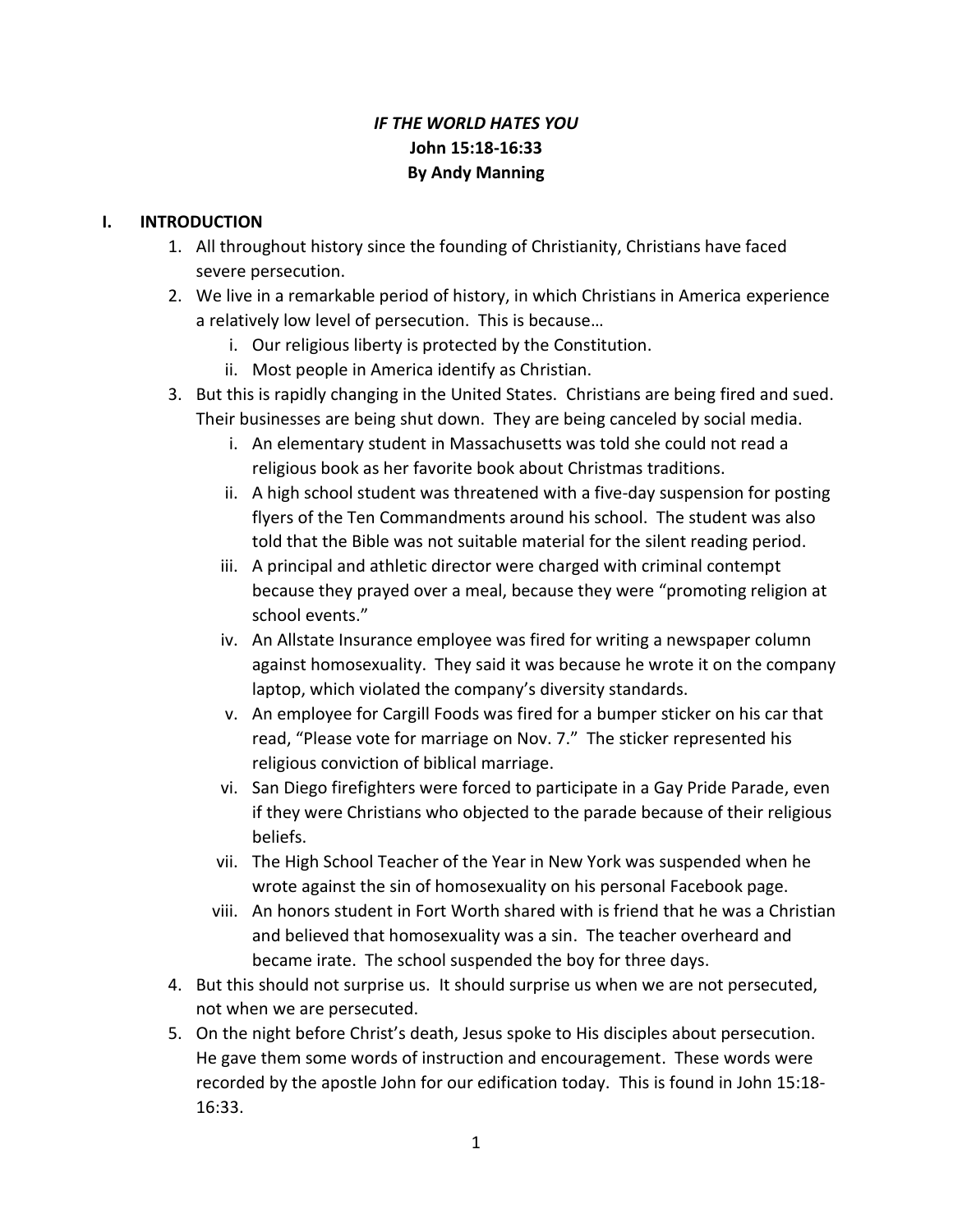# *IF THE WORLD HATES YOU*
## John 15:18-16:33
## By Andy Manning

## I. INTRODUCTION

1. All throughout history since the founding of Christianity, Christians have faced severe persecution.
2. We live in a remarkable period of history, in which Christians in America experience a relatively low level of persecution. This is because…
   i. Our religious liberty is protected by the Constitution.
   ii. Most people in America identify as Christian.
3. But this is rapidly changing in the United States. Christians are being fired and sued. Their businesses are being shut down. They are being canceled by social media.
   i. An elementary student in Massachusetts was told she could not read a religious book as her favorite book about Christmas traditions.
   ii. A high school student was threatened with a five-day suspension for posting flyers of the Ten Commandments around his school. The student was also told that the Bible was not suitable material for the silent reading period.
   iii. A principal and athletic director were charged with criminal contempt because they prayed over a meal, because they were "promoting religion at school events."
   iv. An Allstate Insurance employee was fired for writing a newspaper column against homosexuality. They said it was because he wrote it on the company laptop, which violated the company's diversity standards.
   v. An employee for Cargill Foods was fired for a bumper sticker on his car that read, "Please vote for marriage on Nov. 7." The sticker represented his religious conviction of biblical marriage.
   vi. San Diego firefighters were forced to participate in a Gay Pride Parade, even if they were Christians who objected to the parade because of their religious beliefs.
   vii. The High School Teacher of the Year in New York was suspended when he wrote against the sin of homosexuality on his personal Facebook page.
   viii. An honors student in Fort Worth shared with is friend that he was a Christian and believed that homosexuality was a sin. The teacher overheard and became irate. The school suspended the boy for three days.
4. But this should not surprise us. It should surprise us when we are not persecuted, not when we are persecuted.
5. On the night before Christ's death, Jesus spoke to His disciples about persecution. He gave them some words of instruction and encouragement. These words were recorded by the apostle John for our edification today. This is found in John 15:18-16:33.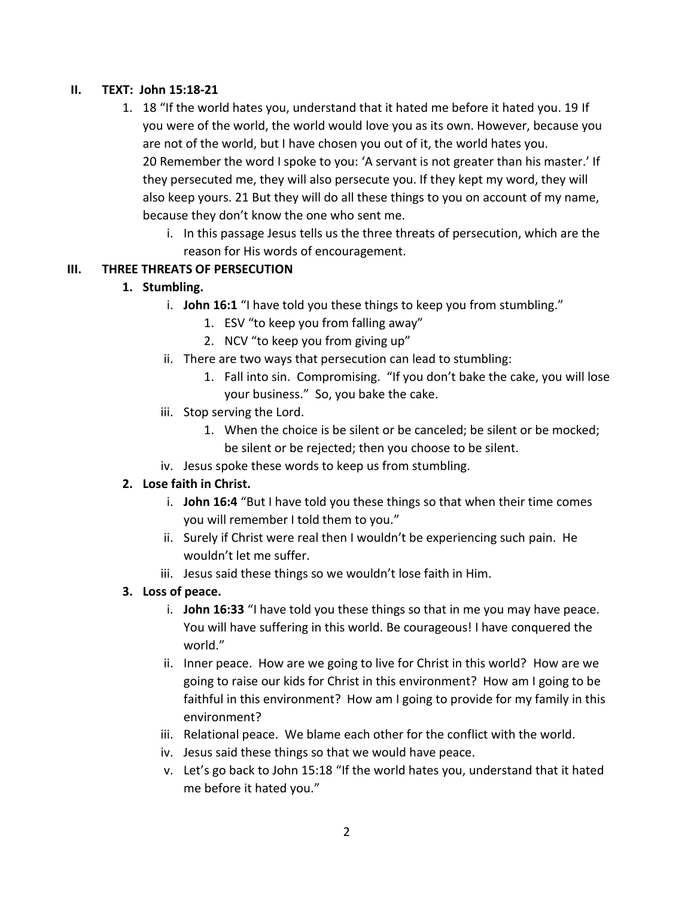## II. TEXT: John 15:18-21

1. 18 "If the world hates you, understand that it hated me before it hated you. 19 If you were of the world, the world would love you as its own. However, because you are not of the world, but I have chosen you out of it, the world hates you. 20 Remember the word I spoke to you: 'A servant is not greater than his master.' If they persecuted me, they will also persecute you. If they kept my word, they will also keep yours. 21 But they will do all these things to you on account of my name, because they don't know the one who sent me.
    - i. In this passage Jesus tells us the three threats of persecution, which are the reason for His words of encouragement.

## III. THREE THREATS OF PERSECUTION

1. **Stumbling.**
    - i. **John 16:1** "I have told you these things to keep you from stumbling."
        1. ESV "to keep you from falling away"
        2. NCV "to keep you from giving up"
    - ii. There are two ways that persecution can lead to stumbling:
        1. Fall into sin. Compromising. "If you don't bake the cake, you will lose your business." So, you bake the cake.
    - iii. Stop serving the Lord.
        1. When the choice is be silent or be canceled; be silent or be mocked; be silent or be rejected; then you choose to be silent.
    - iv. Jesus spoke these words to keep us from stumbling.
2. **Lose faith in Christ.**
    - i. **John 16:4** "But I have told you these things so that when their time comes you will remember I told them to you."
    - ii. Surely if Christ were real then I wouldn't be experiencing such pain. He wouldn't let me suffer.
    - iii. Jesus said these things so we wouldn't lose faith in Him.
3. **Loss of peace.**
    - i. **John 16:33** "I have told you these things so that in me you may have peace. You will have suffering in this world. Be courageous! I have conquered the world."
    - ii. Inner peace. How are we going to live for Christ in this world? How are we going to raise our kids for Christ in this environment? How am I going to be faithful in this environment? How am I going to provide for my family in this environment?
    - iii. Relational peace. We blame each other for the conflict with the world.
    - iv. Jesus said these things so that we would have peace.
    - v. Let's go back to John 15:18 "If the world hates you, understand that it hated me before it hated you."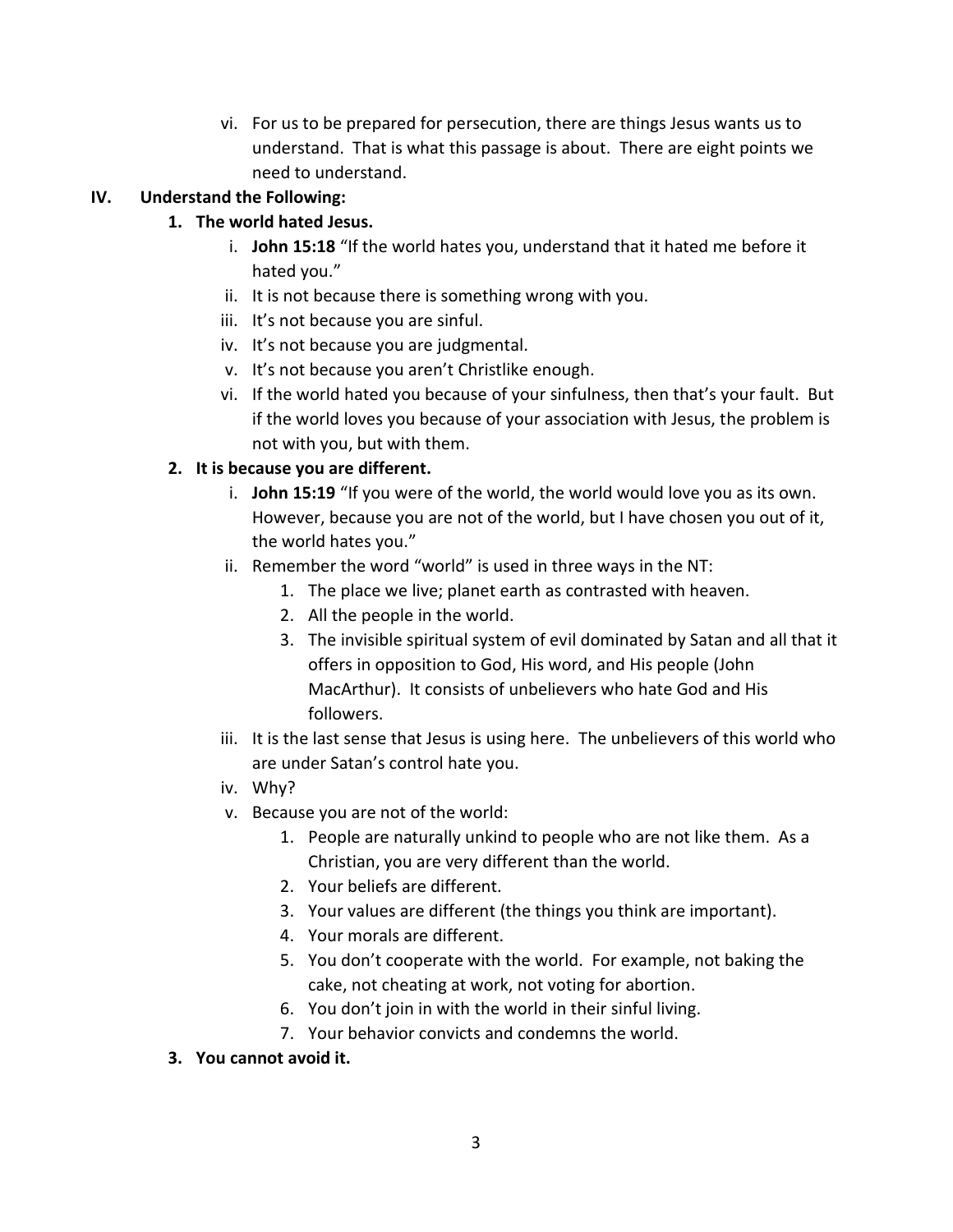vi. For us to be prepared for persecution, there are things Jesus wants us to understand. That is what this passage is about. There are eight points we need to understand.

## IV. Understand the Following:

### 1. The world hated Jesus.

i. **John 15:18** "If the world hates you, understand that it hated me before it hated you."

ii. It is not because there is something wrong with you.

iii. It's not because you are sinful.

iv. It's not because you are judgmental.

v. It's not because you aren't Christlike enough.

vi. If the world hated you because of your sinfulness, then that's your fault. But if the world loves you because of your association with Jesus, the problem is not with you, but with them.

### 2. It is because you are different.

i. **John 15:19** "If you were of the world, the world would love you as its own. However, because you are not of the world, but I have chosen you out of it, the world hates you."

ii. Remember the word "world" is used in three ways in the NT:
   1. The place we live; planet earth as contrasted with heaven.
   2. All the people in the world.
   3. The invisible spiritual system of evil dominated by Satan and all that it offers in opposition to God, His word, and His people (John MacArthur). It consists of unbelievers who hate God and His followers.

iii. It is the last sense that Jesus is using here. The unbelievers of this world who are under Satan's control hate you.

iv. Why?

v. Because you are not of the world:
   1. People are naturally unkind to people who are not like them. As a Christian, you are very different than the world.
   2. Your beliefs are different.
   3. Your values are different (the things you think are important).
   4. Your morals are different.
   5. You don't cooperate with the world. For example, not baking the cake, not cheating at work, not voting for abortion.
   6. You don't join in with the world in their sinful living.
   7. Your behavior convicts and condemns the world.

### 3. You cannot avoid it.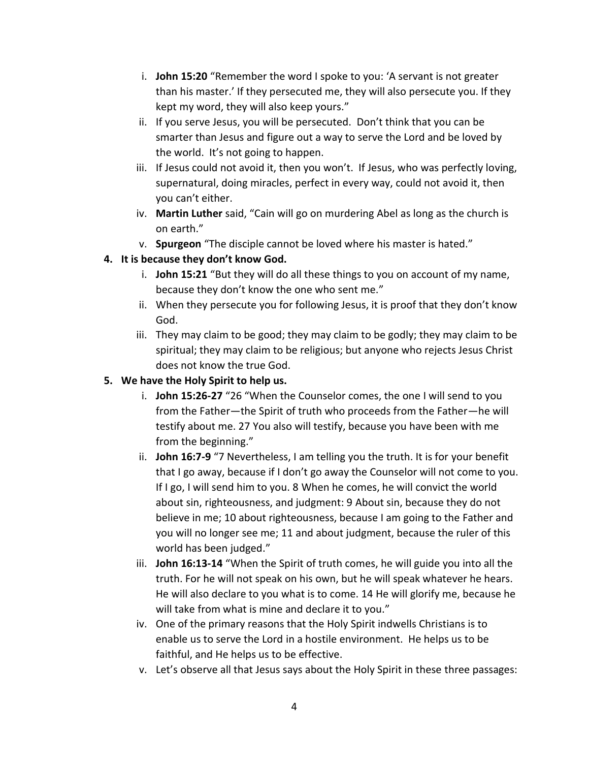i. **John 15:20** "Remember the word I spoke to you: 'A servant is not greater than his master.' If they persecuted me, they will also persecute you. If they kept my word, they will also keep yours."

ii. If you serve Jesus, you will be persecuted. Don't think that you can be smarter than Jesus and figure out a way to serve the Lord and be loved by the world. It's not going to happen.

iii. If Jesus could not avoid it, then you won't. If Jesus, who was perfectly loving, supernatural, doing miracles, perfect in every way, could not avoid it, then you can't either.

iv. **Martin Luther** said, "Cain will go on murdering Abel as long as the church is on earth."

v. **Spurgeon** "The disciple cannot be loved where his master is hated."

**4. It is because they don't know God.**

i. **John 15:21** "But they will do all these things to you on account of my name, because they don't know the one who sent me."

ii. When they persecute you for following Jesus, it is proof that they don't know God.

iii. They may claim to be good; they may claim to be godly; they may claim to be spiritual; they may claim to be religious; but anyone who rejects Jesus Christ does not know the true God.

**5. We have the Holy Spirit to help us.**

i. **John 15:26-27** "26 "When the Counselor comes, the one I will send to you from the Father—the Spirit of truth who proceeds from the Father—he will testify about me. 27 You also will testify, because you have been with me from the beginning."

ii. **John 16:7-9** "7 Nevertheless, I am telling you the truth. It is for your benefit that I go away, because if I don't go away the Counselor will not come to you. If I go, I will send him to you. 8 When he comes, he will convict the world about sin, righteousness, and judgment: 9 About sin, because they do not believe in me; 10 about righteousness, because I am going to the Father and you will no longer see me; 11 and about judgment, because the ruler of this world has been judged."

iii. **John 16:13-14** "When the Spirit of truth comes, he will guide you into all the truth. For he will not speak on his own, but he will speak whatever he hears. He will also declare to you what is to come. 14 He will glorify me, because he will take from what is mine and declare it to you."

iv. One of the primary reasons that the Holy Spirit indwells Christians is to enable us to serve the Lord in a hostile environment. He helps us to be faithful, and He helps us to be effective.

v. Let's observe all that Jesus says about the Holy Spirit in these three passages: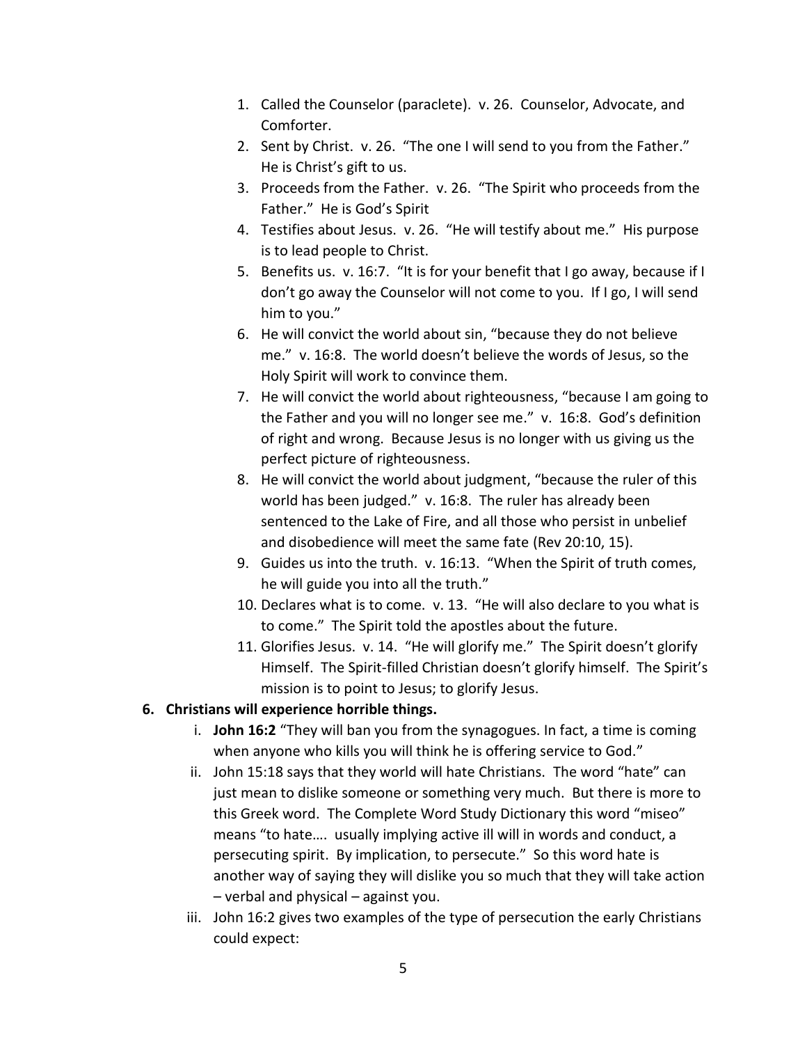1. Called the Counselor (paraclete). v. 26. Counselor, Advocate, and Comforter.
2. Sent by Christ. v. 26. "The one I will send to you from the Father." He is Christ's gift to us.
3. Proceeds from the Father. v. 26. "The Spirit who proceeds from the Father." He is God's Spirit
4. Testifies about Jesus. v. 26. "He will testify about me." His purpose is to lead people to Christ.
5. Benefits us. v. 16:7. "It is for your benefit that I go away, because if I don't go away the Counselor will not come to you. If I go, I will send him to you."
6. He will convict the world about sin, "because they do not believe me." v. 16:8. The world doesn't believe the words of Jesus, so the Holy Spirit will work to convince them.
7. He will convict the world about righteousness, "because I am going to the Father and you will no longer see me." v. 16:8. God's definition of right and wrong. Because Jesus is no longer with us giving us the perfect picture of righteousness.
8. He will convict the world about judgment, "because the ruler of this world has been judged." v. 16:8. The ruler has already been sentenced to the Lake of Fire, and all those who persist in unbelief and disobedience will meet the same fate (Rev 20:10, 15).
9. Guides us into the truth. v. 16:13. "When the Spirit of truth comes, he will guide you into all the truth."
10. Declares what is to come. v. 13. "He will also declare to you what is to come." The Spirit told the apostles about the future.
11. Glorifies Jesus. v. 14. "He will glorify me." The Spirit doesn't glorify Himself. The Spirit-filled Christian doesn't glorify himself. The Spirit's mission is to point to Jesus; to glorify Jesus.

**6. Christians will experience horrible things.**

i. **John 16:2** "They will ban you from the synagogues. In fact, a time is coming when anyone who kills you will think he is offering service to God."

ii. John 15:18 says that they world will hate Christians. The word "hate" can just mean to dislike someone or something very much. But there is more to this Greek word. The Complete Word Study Dictionary this word "miseo" means "to hate…. usually implying active ill will in words and conduct, a persecuting spirit. By implication, to persecute." So this word hate is another way of saying they will dislike you so much that they will take action – verbal and physical – against you.

iii. John 16:2 gives two examples of the type of persecution the early Christians could expect: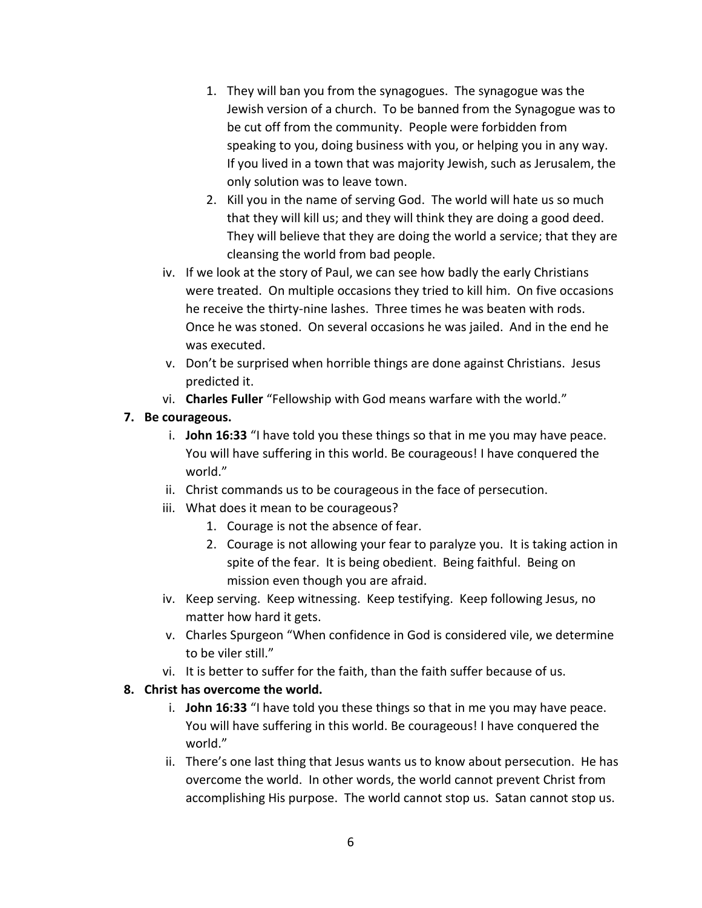1. They will ban you from the synagogues. The synagogue was the Jewish version of a church. To be banned from the Synagogue was to be cut off from the community. People were forbidden from speaking to you, doing business with you, or helping you in any way. If you lived in a town that was majority Jewish, such as Jerusalem, the only solution was to leave town.
2. Kill you in the name of serving God. The world will hate us so much that they will kill us; and they will think they are doing a good deed. They will believe that they are doing the world a service; that they are cleansing the world from bad people.

iv. If we look at the story of Paul, we can see how badly the early Christians were treated. On multiple occasions they tried to kill him. On five occasions he receive the thirty-nine lashes. Three times he was beaten with rods. Once he was stoned. On several occasions he was jailed. And in the end he was executed.

v. Don't be surprised when horrible things are done against Christians. Jesus predicted it.

vi. **Charles Fuller** "Fellowship with God means warfare with the world."

**7. Be courageous.**

i. **John 16:33** "I have told you these things so that in me you may have peace. You will have suffering in this world. Be courageous! I have conquered the world."

ii. Christ commands us to be courageous in the face of persecution.

iii. What does it mean to be courageous?

1. Courage is not the absence of fear.
2. Courage is not allowing your fear to paralyze you. It is taking action in spite of the fear. It is being obedient. Being faithful. Being on mission even though you are afraid.

iv. Keep serving. Keep witnessing. Keep testifying. Keep following Jesus, no matter how hard it gets.

v. Charles Spurgeon "When confidence in God is considered vile, we determine to be viler still."

vi. It is better to suffer for the faith, than the faith suffer because of us.

**8. Christ has overcome the world.**

i. **John 16:33** "I have told you these things so that in me you may have peace. You will have suffering in this world. Be courageous! I have conquered the world."

ii. There's one last thing that Jesus wants us to know about persecution. He has overcome the world. In other words, the world cannot prevent Christ from accomplishing His purpose. The world cannot stop us. Satan cannot stop us.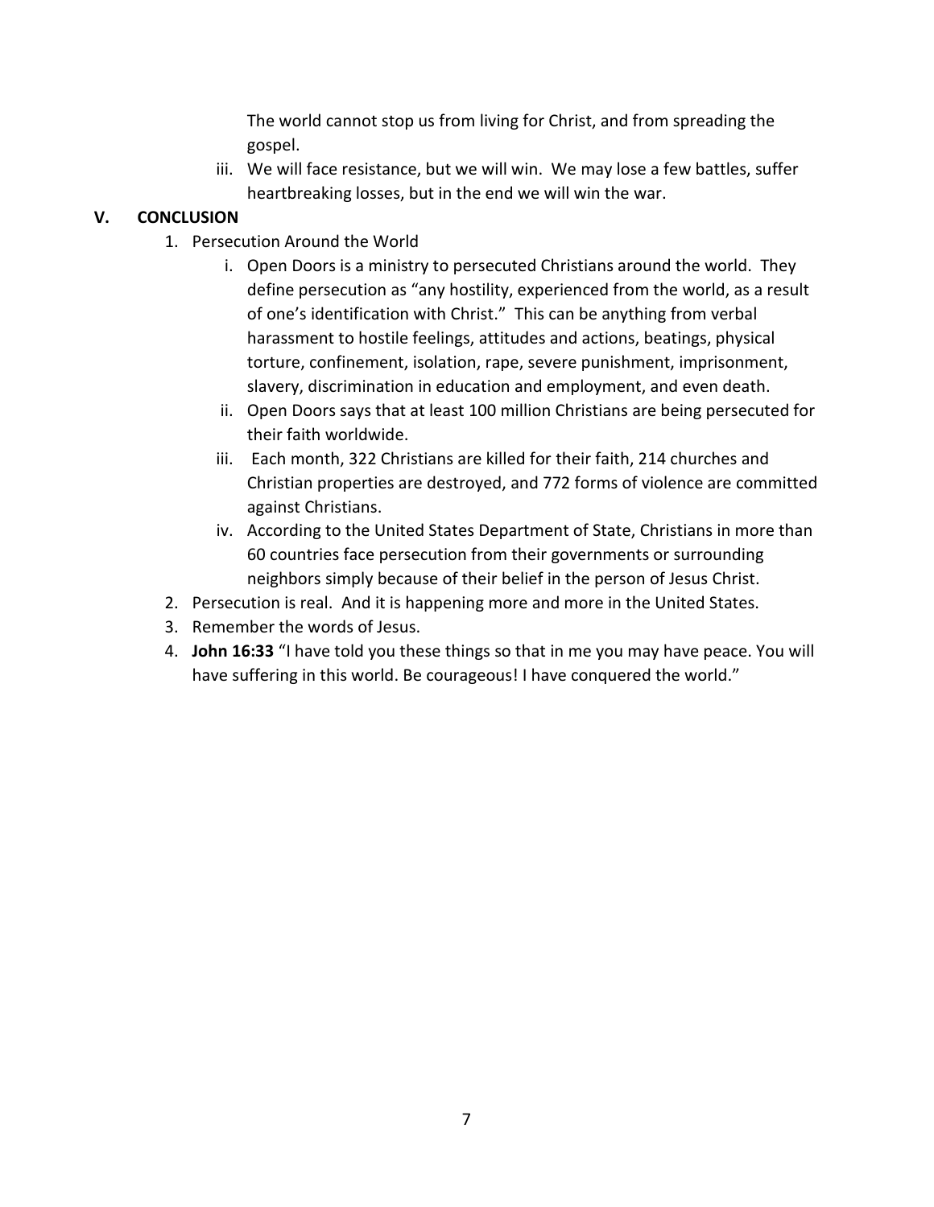The world cannot stop us from living for Christ, and from spreading the gospel.

iii. We will face resistance, but we will win. We may lose a few battles, suffer heartbreaking losses, but in the end we will win the war.

## V. CONCLUSION

1. Persecution Around the World
   - i. Open Doors is a ministry to persecuted Christians around the world. They define persecution as "any hostility, experienced from the world, as a result of one's identification with Christ." This can be anything from verbal harassment to hostile feelings, attitudes and actions, beatings, physical torture, confinement, isolation, rape, severe punishment, imprisonment, slavery, discrimination in education and employment, and even death.
   - ii. Open Doors says that at least 100 million Christians are being persecuted for their faith worldwide.
   - iii. Each month, 322 Christians are killed for their faith, 214 churches and Christian properties are destroyed, and 772 forms of violence are committed against Christians.
   - iv. According to the United States Department of State, Christians in more than 60 countries face persecution from their governments or surrounding neighbors simply because of their belief in the person of Jesus Christ.
2. Persecution is real. And it is happening more and more in the United States.
3. Remember the words of Jesus.
4. **John 16:33** "I have told you these things so that in me you may have peace. You will have suffering in this world. Be courageous! I have conquered the world."